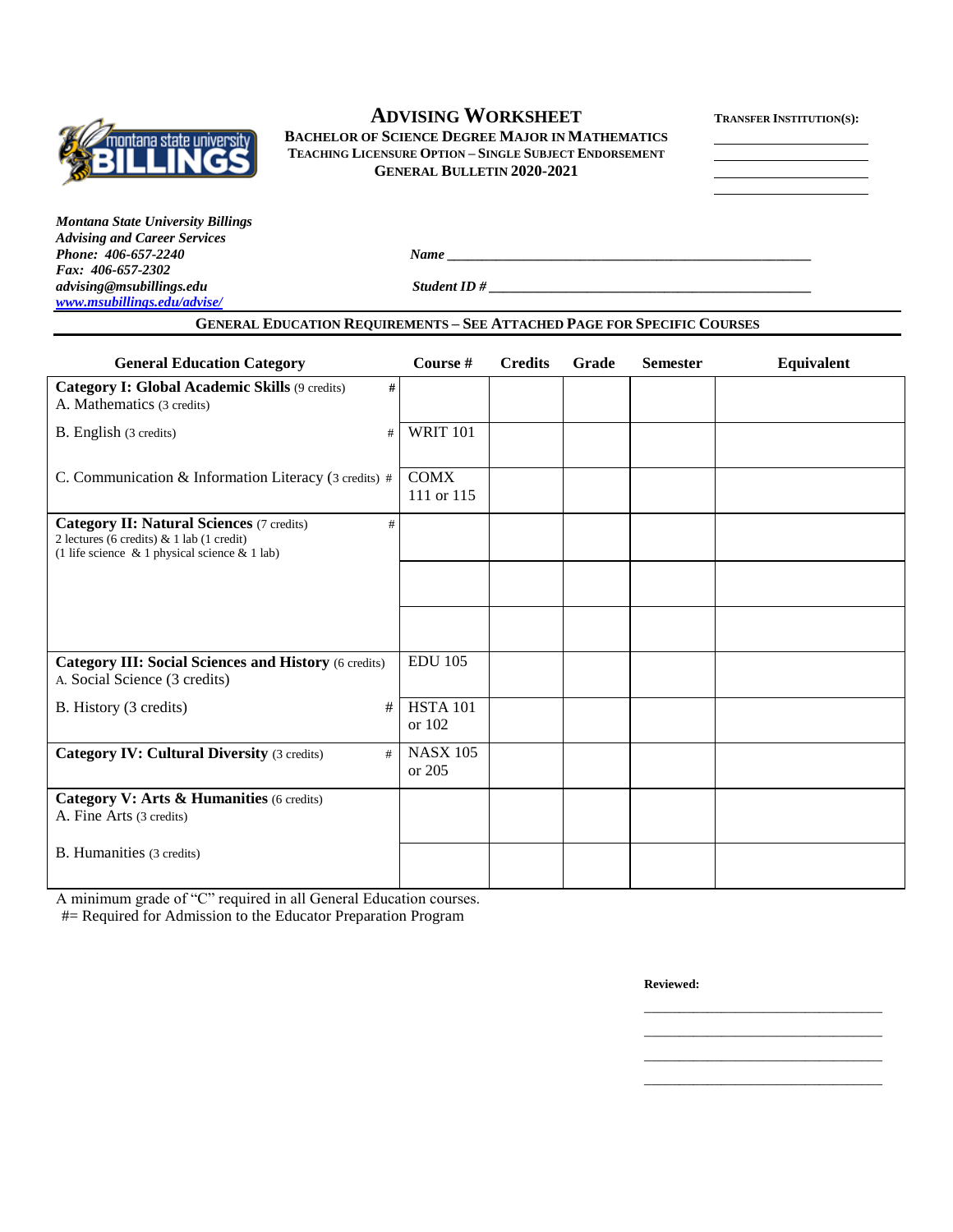# ADVISING WORKSHEET

**BACHELOR OF SCIENCE DEGREE MAJOR IN MATHEMATICS**
**TEACHING LICENSURE OPTION – SINGLE SUBJECT ENDORSEMENT**
**GENERAL BULLETIN 2020-2021**

**TRANSFER INSTITUTION(S):**

\_\_\_\_\_\_\_\_\_\_\_\_\_\_\_\_\_\_\_\_

\_\_\_\_\_\_\_\_\_\_\_\_\_\_\_\_\_\_\_\_

\_\_\_\_\_\_\_\_\_\_\_\_\_\_\_\_\_\_\_\_

\_\_\_\_\_\_\_\_\_\_\_\_\_\_\_\_\_\_\_\_

***Montana State University Billings***
***Advising and Career Services***
***Phone: 406-657-2240***
***Fax: 406-657-2302***
***advising@msubillings.edu***
***www.msubillings.edu/advise/***

***Name*** \_\_\_\_\_\_\_\_\_\_\_\_\_\_\_\_\_\_\_\_\_\_\_\_\_\_\_\_\_\_\_\_\_\_\_\_\_\_\_\_\_\_\_\_\_\_\_\_

***Student ID #*** \_\_\_\_\_\_\_\_\_\_\_\_\_\_\_\_\_\_\_\_\_\_\_\_\_\_\_\_\_\_\_\_\_\_\_\_\_\_\_\_\_\_\_\_

## GENERAL EDUCATION REQUIREMENTS – SEE ATTACHED PAGE FOR SPECIFIC COURSES

| General Education Category | Course # | Credits | Grade | Semester | Equivalent |
|---|---|---|---|---|---|
| **Category I: Global Academic Skills** (9 credits) # <br> A. Mathematics (3 credits) | | | | | |
| B. English (3 credits) # | WRIT 101 | | | | |
| C. Communication & Information Literacy (3 credits) # | COMX 111 or 115 | | | | |
| **Category II: Natural Sciences** (7 credits) # <br> 2 lectures (6 credits) & 1 lab (1 credit) <br> (1 life science & 1 physical science & 1 lab) | | | | | |
| | | | | | |
| | | | | | |
| **Category III: Social Sciences and History** (6 credits) <br> A. Social Science (3 credits) | EDU 105 | | | | |
| B. History (3 credits) # | HSTA 101 or 102 | | | | |
| **Category IV: Cultural Diversity** (3 credits) # | NASX 105 or 205 | | | | |
| **Category V: Arts & Humanities** (6 credits) <br> A. Fine Arts (3 credits) | | | | | |
| B. Humanities (3 credits) | | | | | |

A minimum grade of "C" required in all General Education courses.
#= Required for Admission to the Educator Preparation Program

**Reviewed:**

\_\_\_\_\_\_\_\_\_\_\_\_\_\_\_\_\_\_\_\_\_\_\_\_\_\_\_\_\_\_\_\_

\_\_\_\_\_\_\_\_\_\_\_\_\_\_\_\_\_\_\_\_\_\_\_\_\_\_\_\_\_\_\_\_

\_\_\_\_\_\_\_\_\_\_\_\_\_\_\_\_\_\_\_\_\_\_\_\_\_\_\_\_\_\_\_\_

\_\_\_\_\_\_\_\_\_\_\_\_\_\_\_\_\_\_\_\_\_\_\_\_\_\_\_\_\_\_\_\_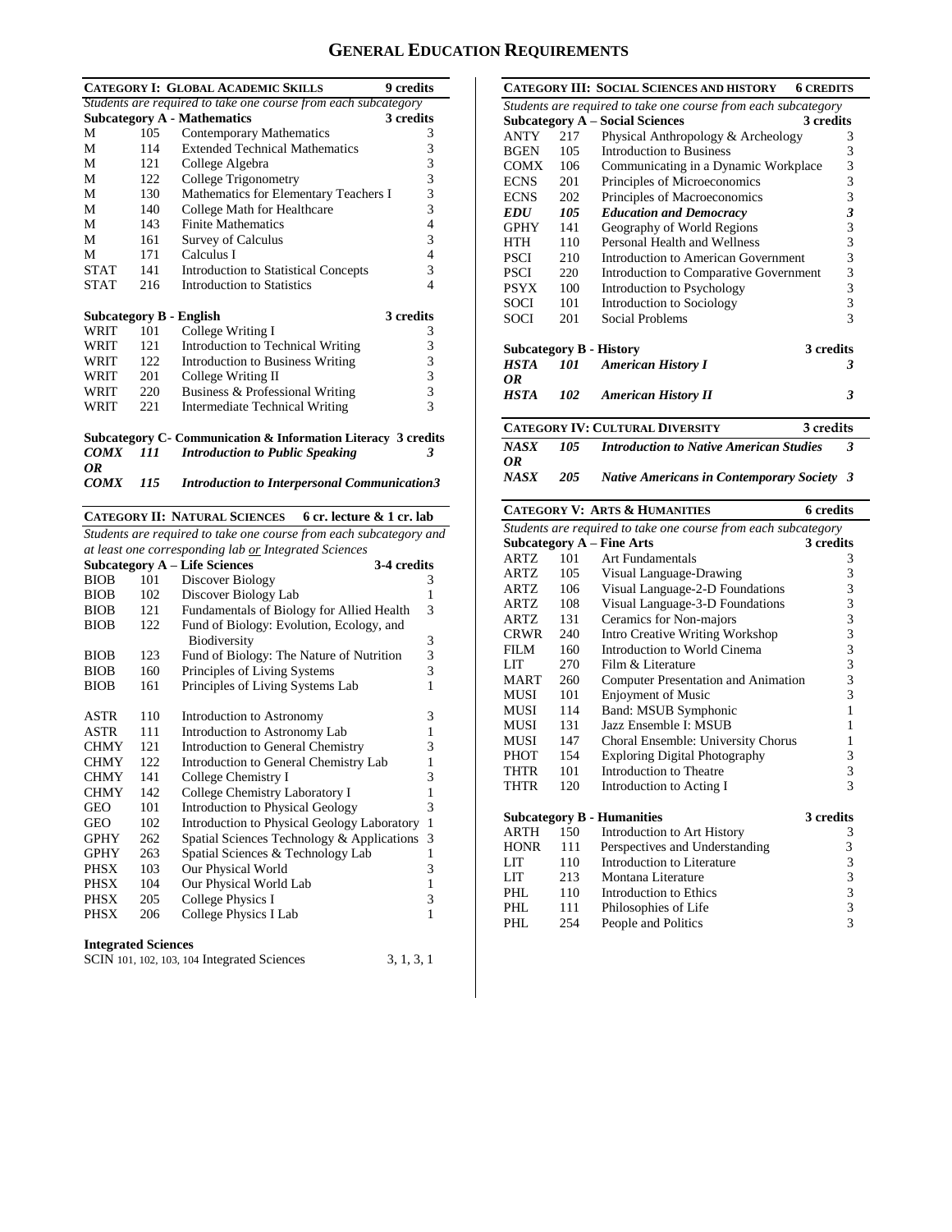# GENERAL EDUCATION REQUIREMENTS

## CATEGORY I: GLOBAL ACADEMIC SKILLS — 9 credits

*Students are required to take one course from each subcategory*

### Subcategory A - Mathematics — 3 credits

| | | | |
|---|---|---|---|
| M | 105 | Contemporary Mathematics | 3 |
| M | 114 | Extended Technical Mathematics | 3 |
| M | 121 | College Algebra | 3 |
| M | 122 | College Trigonometry | 3 |
| M | 130 | Mathematics for Elementary Teachers I | 3 |
| M | 140 | College Math for Healthcare | 3 |
| M | 143 | Finite Mathematics | 4 |
| M | 161 | Survey of Calculus | 3 |
| M | 171 | Calculus I | 4 |
| STAT | 141 | Introduction to Statistical Concepts | 3 |
| STAT | 216 | Introduction to Statistics | 4 |

### Subcategory B - English — 3 credits

| | | | |
|---|---|---|---|
| WRIT | 101 | College Writing I | 3 |
| WRIT | 121 | Introduction to Technical Writing | 3 |
| WRIT | 122 | Introduction to Business Writing | 3 |
| WRIT | 201 | College Writing II | 3 |
| WRIT | 220 | Business & Professional Writing | 3 |
| WRIT | 221 | Intermediate Technical Writing | 3 |

### Subcategory C- Communication & Information Literacy — 3 credits

| | | | |
|---|---|---|---|
| ***COMX*** | ***111*** | ***Introduction to Public Speaking*** | ***3*** |
| ***OR*** | | | |
| ***COMX*** | ***115*** | ***Introduction to Interpersonal Communication*** | ***3*** |

## CATEGORY II: NATURAL SCIENCES — 6 cr. lecture & 1 cr. lab

*Students are required to take one course from each subcategory and at least one corresponding lab or Integrated Sciences*

### Subcategory A – Life Sciences — 3-4 credits

| | | | |
|---|---|---|---|
| BIOB | 101 | Discover Biology | 3 |
| BIOB | 102 | Discover Biology Lab | 1 |
| BIOB | 121 | Fundamentals of Biology for Allied Health | 3 |
| BIOB | 122 | Fund of Biology: Evolution, Ecology, and Biodiversity | 3 |
| BIOB | 123 | Fund of Biology: The Nature of Nutrition | 3 |
| BIOB | 160 | Principles of Living Systems | 3 |
| BIOB | 161 | Principles of Living Systems Lab | 1 |

| | | | |
|---|---|---|---|
| ASTR | 110 | Introduction to Astronomy | 3 |
| ASTR | 111 | Introduction to Astronomy Lab | 1 |
| CHMY | 121 | Introduction to General Chemistry | 3 |
| CHMY | 122 | Introduction to General Chemistry Lab | 1 |
| CHMY | 141 | College Chemistry I | 3 |
| CHMY | 142 | College Chemistry Laboratory I | 1 |
| GEO | 101 | Introduction to Physical Geology | 3 |
| GEO | 102 | Introduction to Physical Geology Laboratory | 1 |
| GPHY | 262 | Spatial Sciences Technology & Applications | 3 |
| GPHY | 263 | Spatial Sciences & Technology Lab | 1 |
| PHSX | 103 | Our Physical World | 3 |
| PHSX | 104 | Our Physical World Lab | 1 |
| PHSX | 205 | College Physics I | 3 |
| PHSX | 206 | College Physics I Lab | 1 |

### Integrated Sciences

SCIN 101, 102, 103, 104 Integrated Sciences — 3, 1, 3, 1

## CATEGORY III: SOCIAL SCIENCES AND HISTORY — 6 CREDITS

*Students are required to take one course from each subcategory*

### Subcategory A – Social Sciences — 3 credits

| | | | |
|---|---|---|---|
| ANTY | 217 | Physical Anthropology & Archeology | 3 |
| BGEN | 105 | Introduction to Business | 3 |
| COMX | 106 | Communicating in a Dynamic Workplace | 3 |
| ECNS | 201 | Principles of Microeconomics | 3 |
| ECNS | 202 | Principles of Macroeconomics | 3 |
| ***EDU*** | ***105*** | ***Education and Democracy*** | ***3*** |
| GPHY | 141 | Geography of World Regions | 3 |
| HTH | 110 | Personal Health and Wellness | 3 |
| PSCI | 210 | Introduction to American Government | 3 |
| PSCI | 220 | Introduction to Comparative Government | 3 |
| PSYX | 100 | Introduction to Psychology | 3 |
| SOCI | 101 | Introduction to Sociology | 3 |
| SOCI | 201 | Social Problems | 3 |

### Subcategory B - History — 3 credits

| | | | |
|---|---|---|---|
| ***HSTA*** | ***101*** | ***American History I*** | ***3*** |
| ***OR*** | | | |
| ***HSTA*** | ***102*** | ***American History II*** | ***3*** |

## CATEGORY IV: CULTURAL DIVERSITY — 3 credits

| | | | |
|---|---|---|---|
| ***NASX*** | ***105*** | ***Introduction to Native American Studies*** | ***3*** |
| ***OR*** | | | |
| ***NASX*** | ***205*** | ***Native Americans in Contemporary Society*** | ***3*** |

## CATEGORY V: ARTS & HUMANITIES — 6 credits

*Students are required to take one course from each subcategory*

### Subcategory A – Fine Arts — 3 credits

| | | | |
|---|---|---|---|
| ARTZ | 101 | Art Fundamentals | 3 |
| ARTZ | 105 | Visual Language-Drawing | 3 |
| ARTZ | 106 | Visual Language-2-D Foundations | 3 |
| ARTZ | 108 | Visual Language-3-D Foundations | 3 |
| ARTZ | 131 | Ceramics for Non-majors | 3 |
| CRWR | 240 | Intro Creative Writing Workshop | 3 |
| FILM | 160 | Introduction to World Cinema | 3 |
| LIT | 270 | Film & Literature | 3 |
| MART | 260 | Computer Presentation and Animation | 3 |
| MUSI | 101 | Enjoyment of Music | 3 |
| MUSI | 114 | Band: MSUB Symphonic | 1 |
| MUSI | 131 | Jazz Ensemble I: MSUB | 1 |
| MUSI | 147 | Choral Ensemble: University Chorus | 1 |
| PHOT | 154 | Exploring Digital Photography | 3 |
| THTR | 101 | Introduction to Theatre | 3 |
| THTR | 120 | Introduction to Acting I | 3 |

### Subcategory B - Humanities — 3 credits

| | | | |
|---|---|---|---|
| ARTH | 150 | Introduction to Art History | 3 |
| HONR | 111 | Perspectives and Understanding | 3 |
| LIT | 110 | Introduction to Literature | 3 |
| LIT | 213 | Montana Literature | 3 |
| PHL | 110 | Introduction to Ethics | 3 |
| PHL | 111 | Philosophies of Life | 3 |
| PHL | 254 | People and Politics | 3 |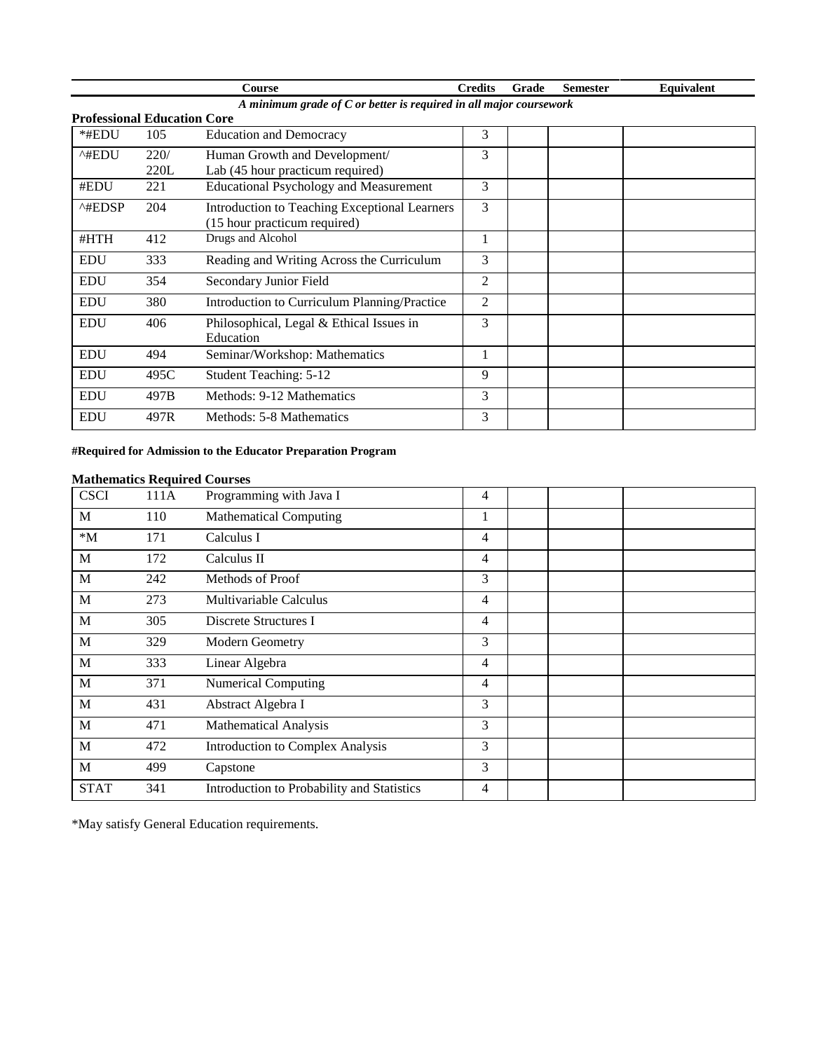| Course | | | Credits | Grade | Semester | Equivalent |
|---|---|---|---|---|---|---|

***A minimum grade of C or better is required in all major coursework***

**Professional Education Core**

| | | | Credits | Grade | Semester | Equivalent |
|---|---|---|---|---|---|---|
| *#EDU | 105 | Education and Democracy | 3 | | | |
| ^#EDU | 220/ 220L | Human Growth and Development/ Lab (45 hour practicum required) | 3 | | | |
| #EDU | 221 | Educational Psychology and Measurement | 3 | | | |
| ^#EDSP | 204 | Introduction to Teaching Exceptional Learners (15 hour practicum required) | 3 | | | |
| #HTH | 412 | Drugs and Alcohol | 1 | | | |
| EDU | 333 | Reading and Writing Across the Curriculum | 3 | | | |
| EDU | 354 | Secondary Junior Field | 2 | | | |
| EDU | 380 | Introduction to Curriculum Planning/Practice | 2 | | | |
| EDU | 406 | Philosophical, Legal & Ethical Issues in Education | 3 | | | |
| EDU | 494 | Seminar/Workshop: Mathematics | 1 | | | |
| EDU | 495C | Student Teaching: 5-12 | 9 | | | |
| EDU | 497B | Methods: 9-12 Mathematics | 3 | | | |
| EDU | 497R | Methods: 5-8 Mathematics | 3 | | | |

**#Required for Admission to the Educator Preparation Program**

**Mathematics Required Courses**

| | | | Credits | Grade | Semester | Equivalent |
|---|---|---|---|---|---|---|
| CSCI | 111A | Programming with Java I | 4 | | | |
| M | 110 | Mathematical Computing | 1 | | | |
| *M | 171 | Calculus I | 4 | | | |
| M | 172 | Calculus II | 4 | | | |
| M | 242 | Methods of Proof | 3 | | | |
| M | 273 | Multivariable Calculus | 4 | | | |
| M | 305 | Discrete Structures I | 4 | | | |
| M | 329 | Modern Geometry | 3 | | | |
| M | 333 | Linear Algebra | 4 | | | |
| M | 371 | Numerical Computing | 4 | | | |
| M | 431 | Abstract Algebra I | 3 | | | |
| M | 471 | Mathematical Analysis | 3 | | | |
| M | 472 | Introduction to Complex Analysis | 3 | | | |
| M | 499 | Capstone | 3 | | | |
| STAT | 341 | Introduction to Probability and Statistics | 4 | | | |

*May satisfy General Education requirements.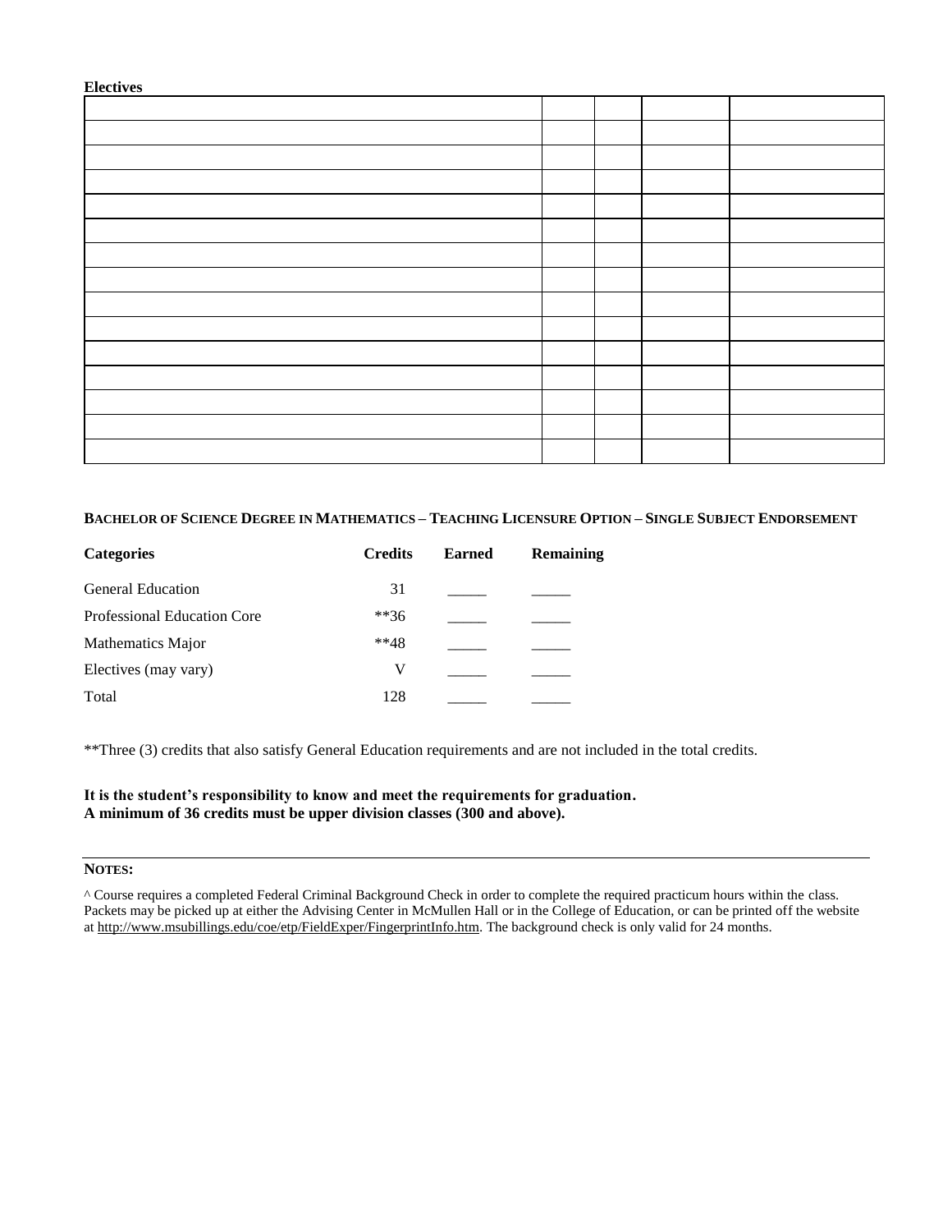**Electives**

| | | | | |
|---|---|---|---|---|
| | | | | |
| | | | | |
| | | | | |
| | | | | |
| | | | | |
| | | | | |
| | | | | |
| | | | | |
| | | | | |
| | | | | |
| | | | | |
| | | | | |
| | | | | |
| | | | | |
| | | | | |

**BACHELOR OF SCIENCE DEGREE IN MATHEMATICS – TEACHING LICENSURE OPTION – SINGLE SUBJECT ENDORSEMENT**

| **Categories** | **Credits** | **Earned** | **Remaining** |
|---|---|---|---|
| General Education | 31 | _____ | _____ |
| Professional Education Core | **36 | _____ | _____ |
| Mathematics Major | **48 | _____ | _____ |
| Electives (may vary) | V | _____ | _____ |
| Total | 128 | _____ | _____ |

**Three (3) credits that also satisfy General Education requirements and are not included in the total credits.

**It is the student's responsibility to know and meet the requirements for graduation.**
**A minimum of 36 credits must be upper division classes (300 and above).**

---

**NOTES:**

^ Course requires a completed Federal Criminal Background Check in order to complete the required practicum hours within the class. Packets may be picked up at either the Advising Center in McMullen Hall or in the College of Education, or can be printed off the website at http://www.msubillings.edu/coe/etp/FieldExper/FingerprintInfo.htm. The background check is only valid for 24 months.